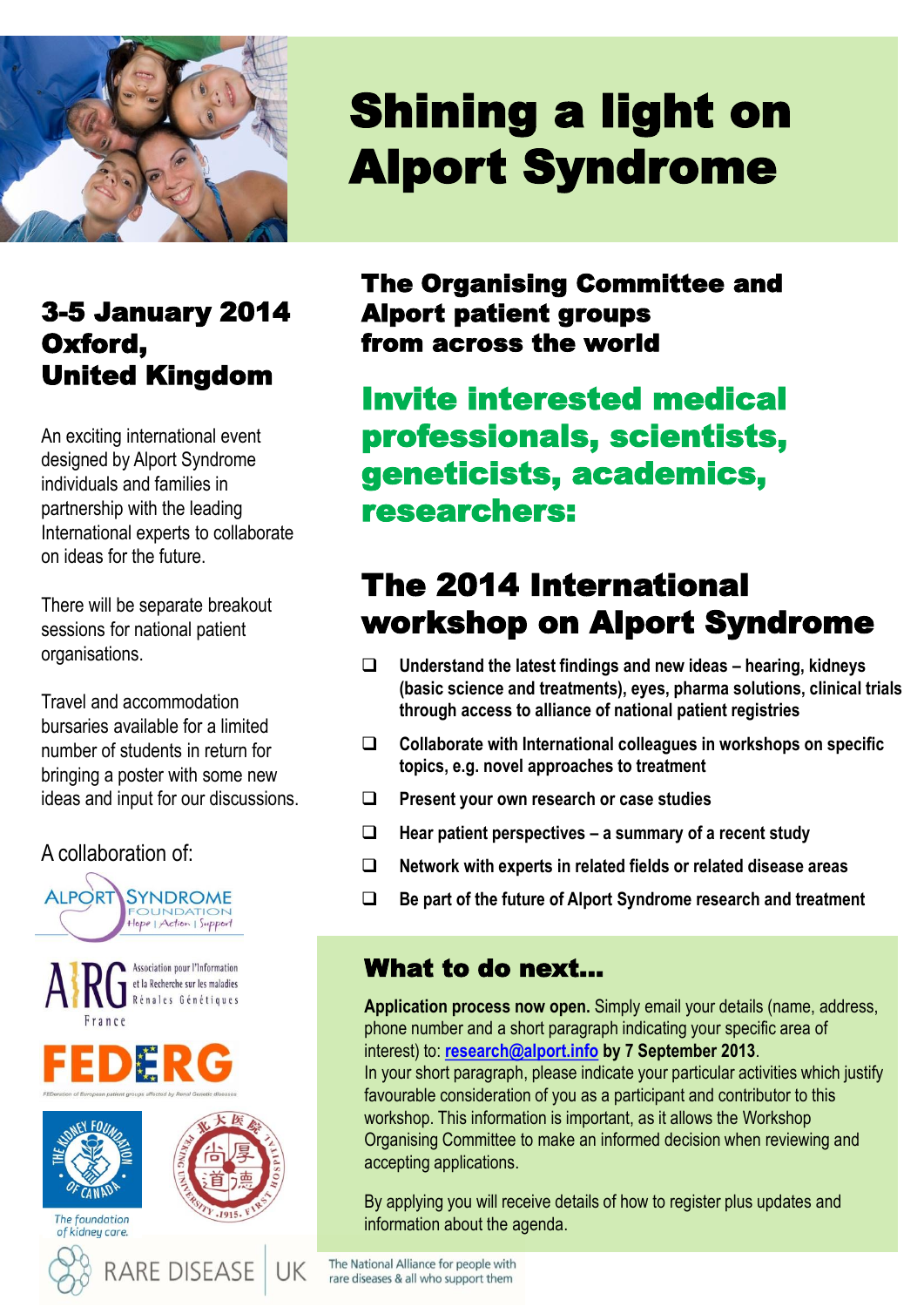# Shining a light on Alport Syndrome

## 3-5 January 2014 Oxford, United Kingdom

An exciting international event designed by Alport Syndrome individuals and families in partnership with the leading International experts to collaborate on ideas for the future.

There will be separate breakout sessions for national patient organisations.

Travel and accommodation bursaries available for a limited number of students in return for bringing a poster with some new ideas and input for our discussions.

A collaboration of:

ALPORT SYNDROME FOUNDATION Hope | Action | Support

AIRG France Association pour l'Information et la Recherche sur les maladies Rénales Génétiques

FEDERG FEDeration of European patient groups affected by Renal Genetic diseases

The Kidney Foundation of Canada – The foundation of kidney care.

Peking University First Hospital 1915

RARE DISEASE UK The National Alliance for people with rare diseases & all who support them

**The Organising Committee and Alport patient groups from across the world**

**Invite interested medical professionals, scientists, geneticists, academics, researchers:**

## The 2014 International workshop on Alport Syndrome

- **Understand the latest findings and new ideas – hearing, kidneys (basic science and treatments), eyes, pharma solutions, clinical trials through access to alliance of national patient registries**
- **Collaborate with International colleagues in workshops on specific topics, e.g. novel approaches to treatment**
- **Present your own research or case studies**
- **Hear patient perspectives – a summary of a recent study**
- **Network with experts in related fields or related disease areas**
- **Be part of the future of Alport Syndrome research and treatment**

### What to do next...

**Application process now open.** Simply email your details (name, address, phone number and a short paragraph indicating your specific area of interest) to: research@alport.info **by 7 September 2013**.
In your short paragraph, please indicate your particular activities which justify favourable consideration of you as a participant and contributor to this workshop. This information is important, as it allows the Workshop Organising Committee to make an informed decision when reviewing and accepting applications.

By applying you will receive details of how to register plus updates and information about the agenda.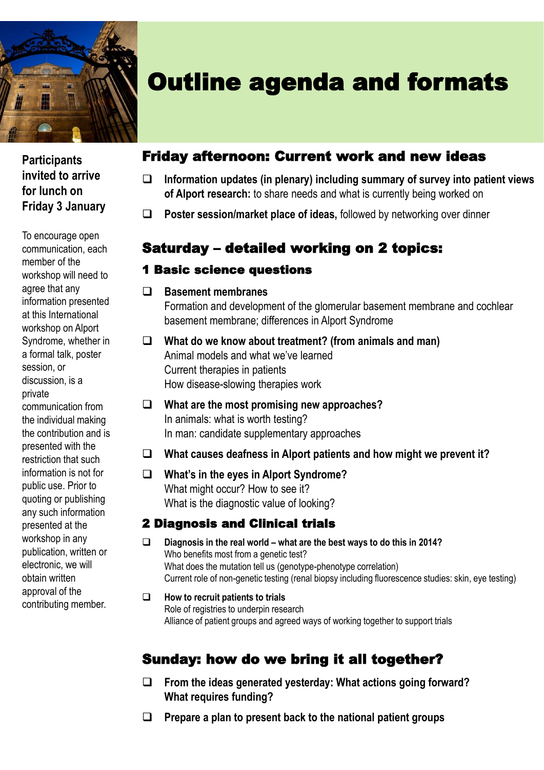# Outline agenda and formats

**Participants invited to arrive for lunch on Friday 3 January**

To encourage open communication, each member of the workshop will need to agree that any information presented at this International workshop on Alport Syndrome, whether in a formal talk, poster session, or discussion, is a private communication from the individual making the contribution and is presented with the restriction that such information is not for public use. Prior to quoting or publishing any such information presented at the workshop in any publication, written or electronic, we will obtain written approval of the contributing member.

## Friday afternoon: Current work and new ideas

- **Information updates (in plenary) including summary of survey into patient views of Alport research:** to share needs and what is currently being worked on
- **Poster session/market place of ideas,** followed by networking over dinner

## Saturday – detailed working on 2 topics:

### 1 Basic science questions

- **Basement membranes**
  Formation and development of the glomerular basement membrane and cochlear basement membrane; differences in Alport Syndrome
- **What do we know about treatment? (from animals and man)**
  Animal models and what we've learned
  Current therapies in patients
  How disease-slowing therapies work
- **What are the most promising new approaches?**
  In animals: what is worth testing?
  In man: candidate supplementary approaches
- **What causes deafness in Alport patients and how might we prevent it?**
- **What's in the eyes in Alport Syndrome?**
  What might occur? How to see it?
  What is the diagnostic value of looking?

### 2 Diagnosis and Clinical trials

- **Diagnosis in the real world – what are the best ways to do this in 2014?**
  Who benefits most from a genetic test?
  What does the mutation tell us (genotype-phenotype correlation)
  Current role of non-genetic testing (renal biopsy including fluorescence studies: skin, eye testing)
- **How to recruit patients to trials**
  Role of registries to underpin research
  Alliance of patient groups and agreed ways of working together to support trials

## Sunday: how do we bring it all together?

- **From the ideas generated yesterday: What actions going forward? What requires funding?**
- **Prepare a plan to present back to the national patient groups**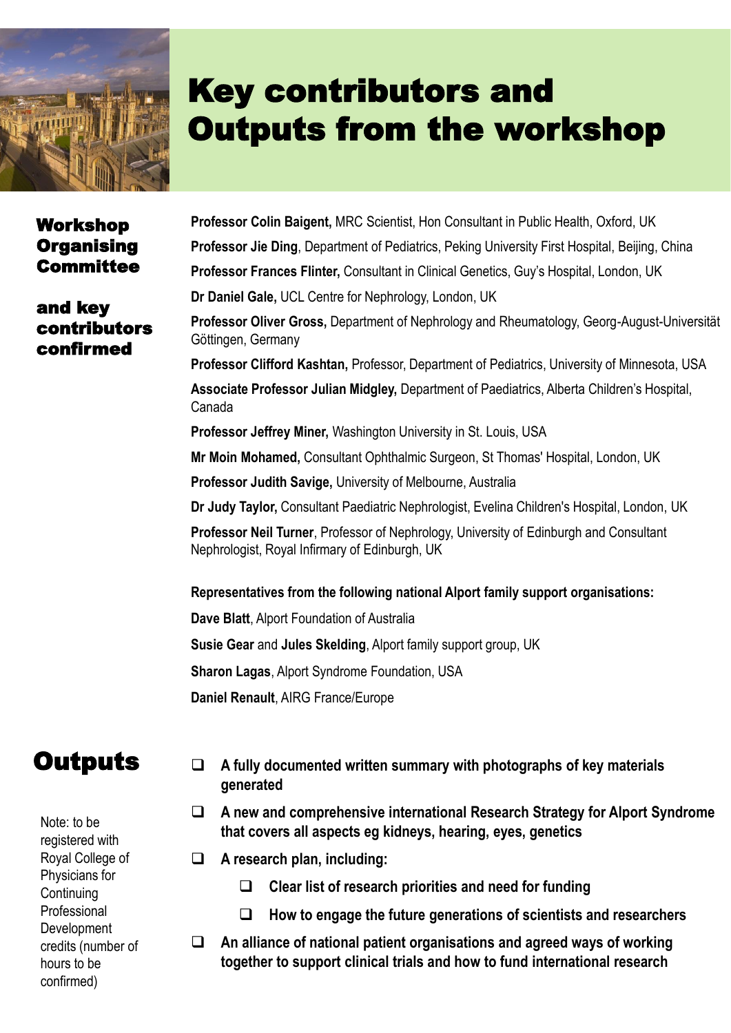# Key contributors and Outputs from the workshop

## Workshop Organising Committee

## and key contributors confirmed

**Professor Colin Baigent,** MRC Scientist, Hon Consultant in Public Health, Oxford, UK

**Professor Jie Ding**, Department of Pediatrics, Peking University First Hospital, Beijing, China

**Professor Frances Flinter,** Consultant in Clinical Genetics, Guy's Hospital, London, UK

**Dr Daniel Gale,** UCL Centre for Nephrology, London, UK

**Professor Oliver Gross,** Department of Nephrology and Rheumatology, Georg-August-Universität Göttingen, Germany

**Professor Clifford Kashtan,** Professor, Department of Pediatrics, University of Minnesota, USA

**Associate Professor Julian Midgley,** Department of Paediatrics, Alberta Children's Hospital, Canada

**Professor Jeffrey Miner,** Washington University in St. Louis, USA

**Mr Moin Mohamed,** Consultant Ophthalmic Surgeon, St Thomas' Hospital, London, UK

**Professor Judith Savige,** University of Melbourne, Australia

**Dr Judy Taylor,** Consultant Paediatric Nephrologist, Evelina Children's Hospital, London, UK

**Professor Neil Turner**, Professor of Nephrology, University of Edinburgh and Consultant Nephrologist, Royal Infirmary of Edinburgh, UK

**Representatives from the following national Alport family support organisations:**

**Dave Blatt**, Alport Foundation of Australia

**Susie Gear** and **Jules Skelding**, Alport family support group, UK

**Sharon Lagas**, Alport Syndrome Foundation, USA

**Daniel Renault**, AIRG France/Europe

## Outputs

Note: to be registered with Royal College of Physicians for Continuing Professional Development credits (number of hours to be confirmed)

- **A fully documented written summary with photographs of key materials generated**
- **A new and comprehensive international Research Strategy for Alport Syndrome that covers all aspects eg kidneys, hearing, eyes, genetics**
- **A research plan, including:**
  - **Clear list of research priorities and need for funding**
  - **How to engage the future generations of scientists and researchers**
- **An alliance of national patient organisations and agreed ways of working together to support clinical trials and how to fund international research**